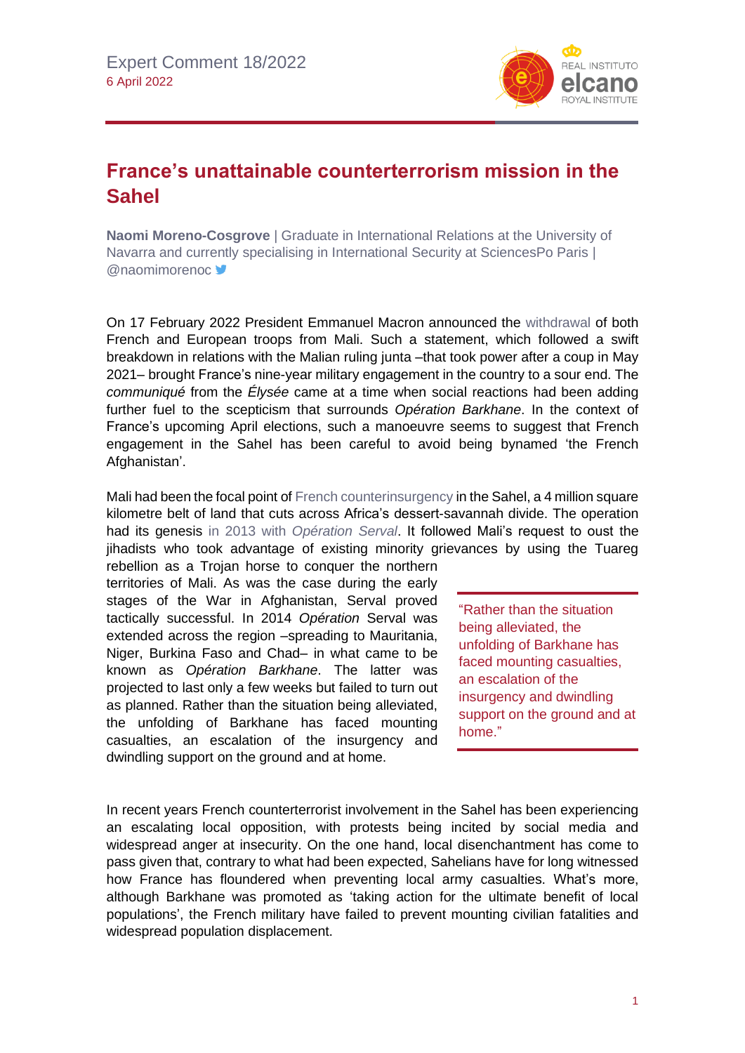Expert Comment 18/2022
6 April 2022

# France's unattainable counterterrorism mission in the Sahel

**Naomi Moreno-Cosgrove** | Graduate in International Relations at the University of Navarra and currently specialising in International Security at SciencesPo Paris | @naomimorenoc

On 17 February 2022 President Emmanuel Macron announced the withdrawal of both French and European troops from Mali. Such a statement, which followed a swift breakdown in relations with the Malian ruling junta –that took power after a coup in May 2021– brought France's nine-year military engagement in the country to a sour end. The *communiqué* from the *Élysée* came at a time when social reactions had been adding further fuel to the scepticism that surrounds *Opération Barkhane*. In the context of France's upcoming April elections, such a manoeuvre seems to suggest that French engagement in the Sahel has been careful to avoid being bynamed 'the French Afghanistan'.

Mali had been the focal point of French counterinsurgency in the Sahel, a 4 million square kilometre belt of land that cuts across Africa's dessert-savannah divide. The operation had its genesis in 2013 with *Opération Serval*. It followed Mali's request to oust the jihadists who took advantage of existing minority grievances by using the Tuareg rebellion as a Trojan horse to conquer the northern territories of Mali. As was the case during the early stages of the War in Afghanistan, Serval proved tactically successful. In 2014 *Opération* Serval was extended across the region –spreading to Mauritania, Niger, Burkina Faso and Chad– in what came to be known as *Opération Barkhane*. The latter was projected to last only a few weeks but failed to turn out as planned. Rather than the situation being alleviated, the unfolding of Barkhane has faced mounting casualties, an escalation of the insurgency and dwindling support on the ground and at home.

> "Rather than the situation being alleviated, the unfolding of Barkhane has faced mounting casualties, an escalation of the insurgency and dwindling support on the ground and at home."

In recent years French counterterrorist involvement in the Sahel has been experiencing an escalating local opposition, with protests being incited by social media and widespread anger at insecurity. On the one hand, local disenchantment has come to pass given that, contrary to what had been expected, Sahelians have for long witnessed how France has floundered when preventing local army casualties. What's more, although Barkhane was promoted as 'taking action for the ultimate benefit of local populations', the French military have failed to prevent mounting civilian fatalities and widespread population displacement.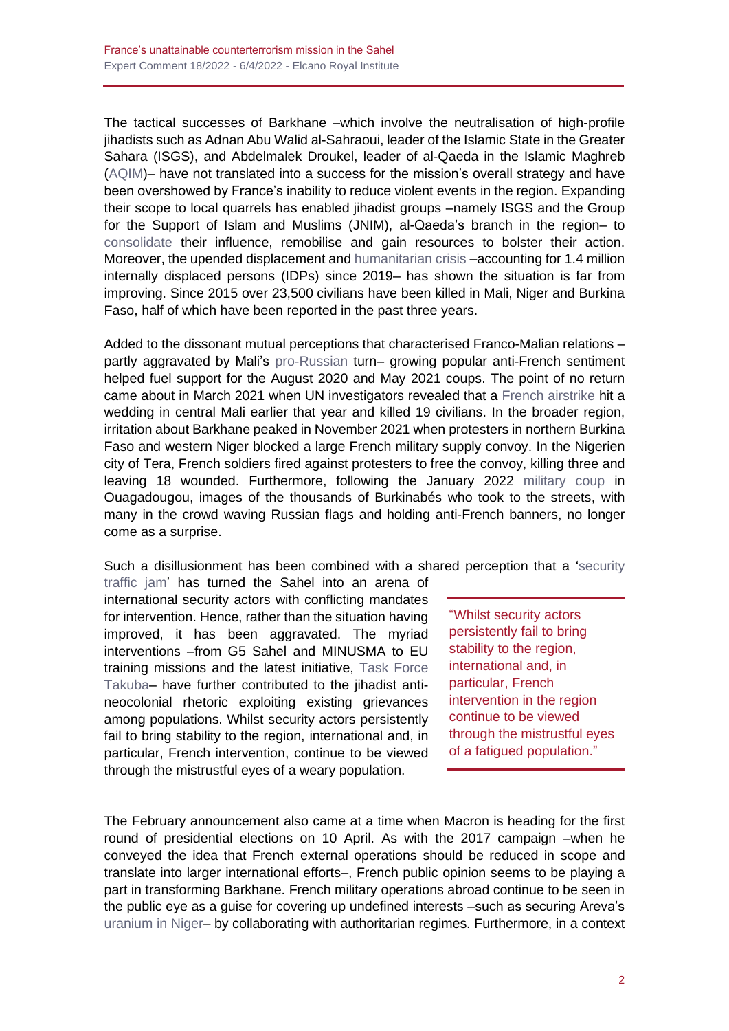The tactical successes of Barkhane –which involve the neutralisation of high-profile jihadists such as Adnan Abu Walid al-Sahraoui, leader of the Islamic State in the Greater Sahara (ISGS), and Abdelmalek Droukel, leader of al-Qaeda in the Islamic Maghreb (AQIM)– have not translated into a success for the mission's overall strategy and have been overshowed by France's inability to reduce violent events in the region. Expanding their scope to local quarrels has enabled jihadist groups –namely ISGS and the Group for the Support of Islam and Muslims (JNIM), al-Qaeda's branch in the region– to consolidate their influence, remobilise and gain resources to bolster their action. Moreover, the upended displacement and humanitarian crisis –accounting for 1.4 million internally displaced persons (IDPs) since 2019– has shown the situation is far from improving. Since 2015 over 23,500 civilians have been killed in Mali, Niger and Burkina Faso, half of which have been reported in the past three years.

Added to the dissonant mutual perceptions that characterised Franco-Malian relations –partly aggravated by Mali's pro-Russian turn– growing popular anti-French sentiment helped fuel support for the August 2020 and May 2021 coups. The point of no return came about in March 2021 when UN investigators revealed that a French airstrike hit a wedding in central Mali earlier that year and killed 19 civilians. In the broader region, irritation about Barkhane peaked in November 2021 when protesters in northern Burkina Faso and western Niger blocked a large French military supply convoy. In the Nigerien city of Tera, French soldiers fired against protesters to free the convoy, killing three and leaving 18 wounded. Furthermore, following the January 2022 military coup in Ouagadougou, images of the thousands of Burkinabés who took to the streets, with many in the crowd waving Russian flags and holding anti-French banners, no longer come as a surprise.

Such a disillusionment has been combined with a shared perception that a 'security traffic jam' has turned the Sahel into an arena of international security actors with conflicting mandates for intervention. Hence, rather than the situation having improved, it has been aggravated. The myriad interventions –from G5 Sahel and MINUSMA to EU training missions and the latest initiative, Task Force Takuba– have further contributed to the jihadist anti-neocolonial rhetoric exploiting existing grievances among populations. Whilst security actors persistently fail to bring stability to the region, international and, in particular, French intervention, continue to be viewed through the mistrustful eyes of a weary population.

> "Whilst security actors persistently fail to bring stability to the region, international and, in particular, French intervention in the region continue to be viewed through the mistrustful eyes of a fatigued population."

The February announcement also came at a time when Macron is heading for the first round of presidential elections on 10 April. As with the 2017 campaign –when he conveyed the idea that French external operations should be reduced in scope and translate into larger international efforts–, French public opinion seems to be playing a part in transforming Barkhane. French military operations abroad continue to be seen in the public eye as a guise for covering up undefined interests –such as securing Areva's uranium in Niger– by collaborating with authoritarian regimes. Furthermore, in a context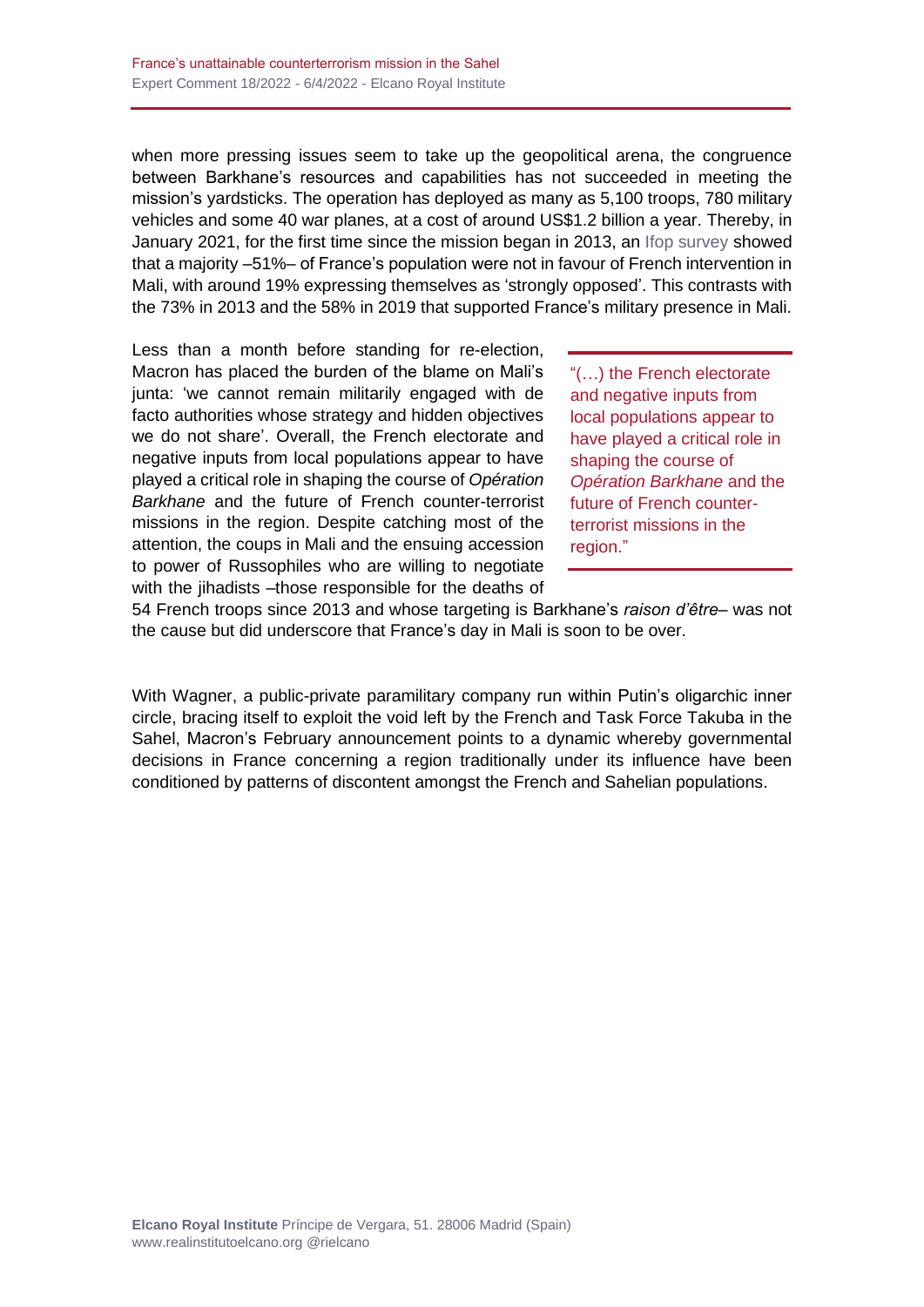when more pressing issues seem to take up the geopolitical arena, the congruence between Barkhane's resources and capabilities has not succeeded in meeting the mission's yardsticks. The operation has deployed as many as 5,100 troops, 780 military vehicles and some 40 war planes, at a cost of around US$1.2 billion a year. Thereby, in January 2021, for the first time since the mission began in 2013, an Ifop survey showed that a majority –51%– of France's population were not in favour of French intervention in Mali, with around 19% expressing themselves as 'strongly opposed'. This contrasts with the 73% in 2013 and the 58% in 2019 that supported France's military presence in Mali.

Less than a month before standing for re-election, Macron has placed the burden of the blame on Mali's junta: 'we cannot remain militarily engaged with de facto authorities whose strategy and hidden objectives we do not share'. Overall, the French electorate and negative inputs from local populations appear to have played a critical role in shaping the course of *Opération Barkhane* and the future of French counter-terrorist missions in the region. Despite catching most of the attention, the coups in Mali and the ensuing accession to power of Russophiles who are willing to negotiate with the jihadists –those responsible for the deaths of 54 French troops since 2013 and whose targeting is Barkhane's *raison d'être*– was not the cause but did underscore that France's day in Mali is soon to be over.

> "(…) the French electorate and negative inputs from local populations appear to have played a critical role in shaping the course of *Opération Barkhane* and the future of French counter-terrorist missions in the region."

With Wagner, a public-private paramilitary company run within Putin's oligarchic inner circle, bracing itself to exploit the void left by the French and Task Force Takuba in the Sahel, Macron's February announcement points to a dynamic whereby governmental decisions in France concerning a region traditionally under its influence have been conditioned by patterns of discontent amongst the French and Sahelian populations.